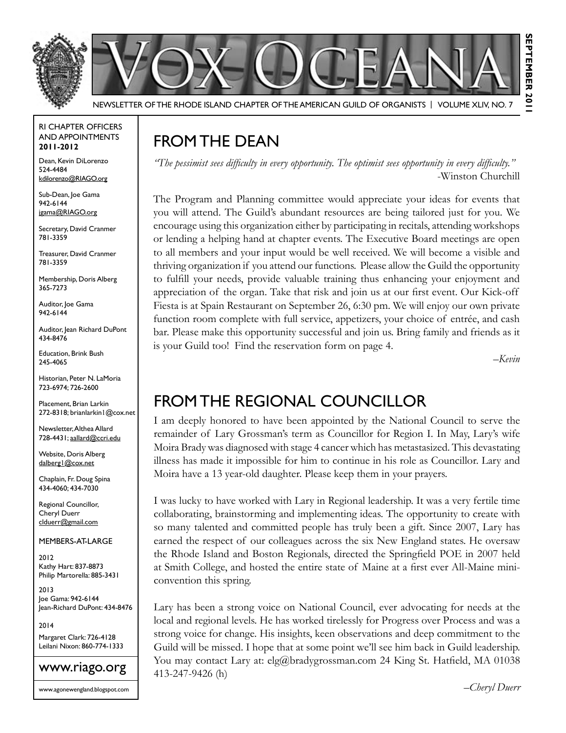# VOX OCEANA

NEWSLETTER OF THE RHODE ISLAND CHAPTER OF THE AMERICAN GUILD OF ORGANISTS | VOLUME XLIV, NO. 7

SEPTEMBER 2011

RI CHAPTER OFFICERS AND APPOINTMENTS **2011-2012**

Dean, Kevin DiLorenzo
524-4484
kdilorenzo@RIAGO.org

Sub-Dean, Joe Gama
942-6144
jgama@RIAGO.org

Secretary, David Cranmer
781-3359

Treasurer, David Cranmer
781-3359

Membership, Doris Alberg
365-7273

Auditor, Joe Gama
942-6144

Auditor, Jean Richard DuPont
434-8476

Education, Brink Bush
245-4065

Historian, Peter N. LaMoria
723-6974; 726-2600

Placement, Brian Larkin
272-8318; brianlarkin1@cox.net

Newsletter, Althea Allard
728-4431; aallard@ccri.edu

Website, Doris Alberg
dalberg1@cox.net

Chaplain, Fr. Doug Spina
434-4060; 434-7030

Regional Councillor, Cheryl Duerr
clduerr@gmail.com

MEMBERS-AT-LARGE

2012
Kathy Hart: 837-8873
Philip Martorella: 885-3431

2013
Joe Gama: 942-6144
Jean-Richard DuPont: 434-8476

2014
Margaret Clark: 726-4128
Leilani Nixon: 860-774-1333

www.riago.org

www.agonewengland.blogspot.com

## FROM THE DEAN

*"The pessimist sees difficulty in every opportunity. The optimist sees opportunity in every difficulty."*
-Winston Churchill

The Program and Planning committee would appreciate your ideas for events that you will attend. The Guild's abundant resources are being tailored just for you. We encourage using this organization either by participating in recitals, attending workshops or lending a helping hand at chapter events. The Executive Board meetings are open to all members and your input would be well received. We will become a visible and thriving organization if you attend our functions. Please allow the Guild the opportunity to fulfill your needs, provide valuable training thus enhancing your enjoyment and appreciation of the organ. Take that risk and join us at our first event. Our Kick-off Fiesta is at Spain Restaurant on September 26, 6:30 pm. We will enjoy our own private function room complete with full service, appetizers, your choice of entrée, and cash bar. Please make this opportunity successful and join us. Bring family and friends as it is your Guild too! Find the reservation form on page 4.

*–Kevin*

## FROM THE REGIONAL COUNCILLOR

I am deeply honored to have been appointed by the National Council to serve the remainder of Lary Grossman's term as Councillor for Region I. In May, Lary's wife Moira Brady was diagnosed with stage 4 cancer which has metastasized. This devastating illness has made it impossible for him to continue in his role as Councillor. Lary and Moira have a 13 year-old daughter. Please keep them in your prayers.

I was lucky to have worked with Lary in Regional leadership. It was a very fertile time collaborating, brainstorming and implementing ideas. The opportunity to create with so many talented and committed people has truly been a gift. Since 2007, Lary has earned the respect of our colleagues across the six New England states. He oversaw the Rhode Island and Boston Regionals, directed the Springfield POE in 2007 held at Smith College, and hosted the entire state of Maine at a first ever All-Maine mini-convention this spring.

Lary has been a strong voice on National Council, ever advocating for needs at the local and regional levels. He has worked tirelessly for Progress over Process and was a strong voice for change. His insights, keen observations and deep commitment to the Guild will be missed. I hope that at some point we'll see him back in Guild leadership. You may contact Lary at: elg@bradygrossman.com 24 King St. Hatfield, MA 01038 413-247-9426 (h)

*–Cheryl Duerr*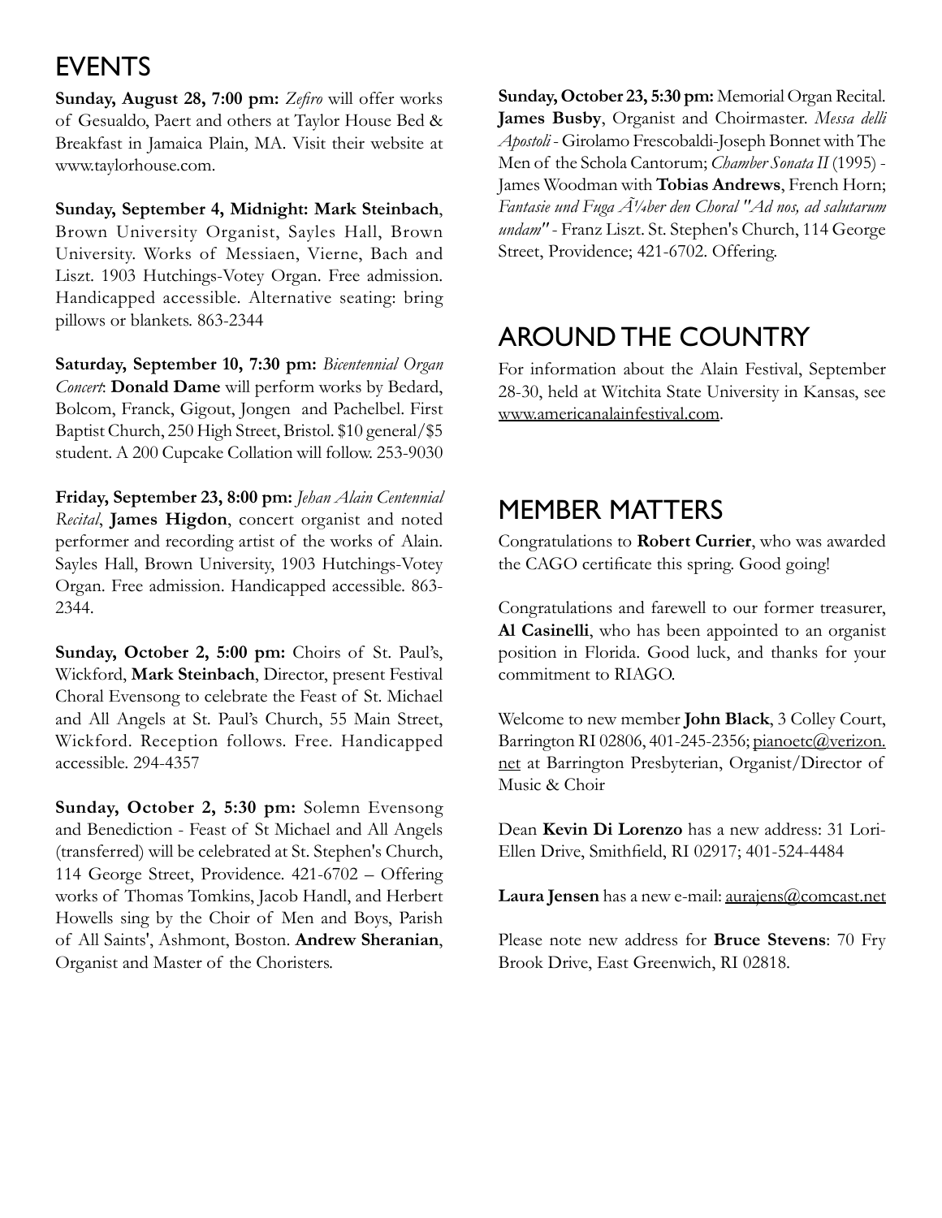## EVENTS

**Sunday, August 28, 7:00 pm:** *Zefiro* will offer works of Gesualdo, Paert and others at Taylor House Bed & Breakfast in Jamaica Plain, MA. Visit their website at www.taylorhouse.com.

**Sunday, September 4, Midnight: Mark Steinbach**, Brown University Organist, Sayles Hall, Brown University. Works of Messiaen, Vierne, Bach and Liszt. 1903 Hutchings-Votey Organ. Free admission. Handicapped accessible. Alternative seating: bring pillows or blankets. 863-2344

**Saturday, September 10, 7:30 pm:** *Bicentennial Organ Concert*: **Donald Dame** will perform works by Bedard, Bolcom, Franck, Gigout, Jongen and Pachelbel. First Baptist Church, 250 High Street, Bristol. $10 general/$5 student. A 200 Cupcake Collation will follow. 253-9030

**Friday, September 23, 8:00 pm:** *Jehan Alain Centennial Recital*, **James Higdon**, concert organist and noted performer and recording artist of the works of Alain. Sayles Hall, Brown University, 1903 Hutchings-Votey Organ. Free admission. Handicapped accessible. 863-2344.

**Sunday, October 2, 5:00 pm:** Choirs of St. Paul's, Wickford, **Mark Steinbach**, Director, present Festival Choral Evensong to celebrate the Feast of St. Michael and All Angels at St. Paul's Church, 55 Main Street, Wickford. Reception follows. Free. Handicapped accessible. 294-4357

**Sunday, October 2, 5:30 pm:** Solemn Evensong and Benediction - Feast of St Michael and All Angels (transferred) will be celebrated at St. Stephen's Church, 114 George Street, Providence. 421-6702 – Offering works of Thomas Tomkins, Jacob Handl, and Herbert Howells sing by the Choir of Men and Boys, Parish of All Saints', Ashmont, Boston. **Andrew Sheranian**, Organist and Master of the Choristers.

**Sunday, October 23, 5:30 pm:** Memorial Organ Recital. **James Busby**, Organist and Choirmaster. *Messa delli Apostoli* - Girolamo Frescobaldi-Joseph Bonnet with The Men of the Schola Cantorum; *Chamber Sonata II* (1995) - James Woodman with **Tobias Andrews**, French Horn; *Fantasie und Fuga Ã¼ber den Choral "Ad nos, ad salutarum undam"* - Franz Liszt. St. Stephen's Church, 114 George Street, Providence; 421-6702. Offering.

## AROUND THE COUNTRY

For information about the Alain Festival, September 28-30, held at Witchita State University in Kansas, see www.americanalainfestival.com.

## MEMBER MATTERS

Congratulations to **Robert Currier**, who was awarded the CAGO certificate this spring. Good going!

Congratulations and farewell to our former treasurer, **Al Casinelli**, who has been appointed to an organist position in Florida. Good luck, and thanks for your commitment to RIAGO.

Welcome to new member **John Black**, 3 Colley Court, Barrington RI 02806, 401-245-2356; pianoetc@verizon.net at Barrington Presbyterian, Organist/Director of Music & Choir

Dean **Kevin Di Lorenzo** has a new address: 31 Lori-Ellen Drive, Smithfield, RI 02917; 401-524-4484

**Laura Jensen** has a new e-mail: aurajens@comcast.net

Please note new address for **Bruce Stevens**: 70 Fry Brook Drive, East Greenwich, RI 02818.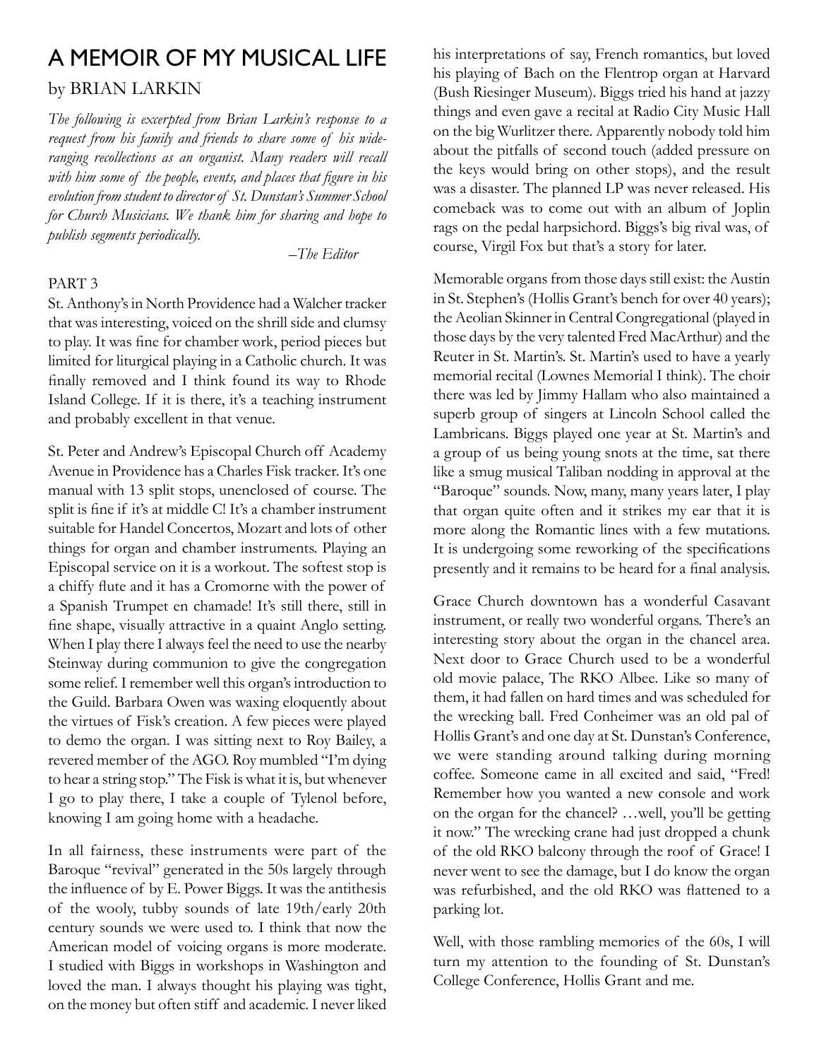# A MEMOIR OF MY MUSICAL LIFE

by BRIAN LARKIN

*The following is excerpted from Brian Larkin's response to a request from his family and friends to share some of his wide-ranging recollections as an organist. Many readers will recall with him some of the people, events, and places that figure in his evolution from student to director of St. Dunstan's Summer School for Church Musicians. We thank him for sharing and hope to publish segments periodically.*

*–The Editor*

PART 3

St. Anthony's in North Providence had a Walcher tracker that was interesting, voiced on the shrill side and clumsy to play. It was fine for chamber work, period pieces but limited for liturgical playing in a Catholic church. It was finally removed and I think found its way to Rhode Island College. If it is there, it's a teaching instrument and probably excellent in that venue.

St. Peter and Andrew's Episcopal Church off Academy Avenue in Providence has a Charles Fisk tracker. It's one manual with 13 split stops, unenclosed of course. The split is fine if it's at middle C! It's a chamber instrument suitable for Handel Concertos, Mozart and lots of other things for organ and chamber instruments. Playing an Episcopal service on it is a workout. The softest stop is a chiffy flute and it has a Cromorne with the power of a Spanish Trumpet en chamade! It's still there, still in fine shape, visually attractive in a quaint Anglo setting. When I play there I always feel the need to use the nearby Steinway during communion to give the congregation some relief. I remember well this organ's introduction to the Guild. Barbara Owen was waxing eloquently about the virtues of Fisk's creation. A few pieces were played to demo the organ. I was sitting next to Roy Bailey, a revered member of the AGO. Roy mumbled "I'm dying to hear a string stop." The Fisk is what it is, but whenever I go to play there, I take a couple of Tylenol before, knowing I am going home with a headache.

In all fairness, these instruments were part of the Baroque "revival" generated in the 50s largely through the influence of by E. Power Biggs. It was the antithesis of the wooly, tubby sounds of late 19th/early 20th century sounds we were used to. I think that now the American model of voicing organs is more moderate. I studied with Biggs in workshops in Washington and loved the man. I always thought his playing was tight, on the money but often stiff and academic. I never liked his interpretations of say, French romantics, but loved his playing of Bach on the Flentrop organ at Harvard (Bush Riesinger Museum). Biggs tried his hand at jazzy things and even gave a recital at Radio City Music Hall on the big Wurlitzer there. Apparently nobody told him about the pitfalls of second touch (added pressure on the keys would bring on other stops), and the result was a disaster. The planned LP was never released. His comeback was to come out with an album of Joplin rags on the pedal harpsichord. Biggs's big rival was, of course, Virgil Fox but that's a story for later.

Memorable organs from those days still exist: the Austin in St. Stephen's (Hollis Grant's bench for over 40 years); the Aeolian Skinner in Central Congregational (played in those days by the very talented Fred MacArthur) and the Reuter in St. Martin's. St. Martin's used to have a yearly memorial recital (Lownes Memorial I think). The choir there was led by Jimmy Hallam who also maintained a superb group of singers at Lincoln School called the Lambricans. Biggs played one year at St. Martin's and a group of us being young snots at the time, sat there like a smug musical Taliban nodding in approval at the "Baroque" sounds. Now, many, many years later, I play that organ quite often and it strikes my ear that it is more along the Romantic lines with a few mutations. It is undergoing some reworking of the specifications presently and it remains to be heard for a final analysis.

Grace Church downtown has a wonderful Casavant instrument, or really two wonderful organs. There's an interesting story about the organ in the chancel area. Next door to Grace Church used to be a wonderful old movie palace, The RKO Albee. Like so many of them, it had fallen on hard times and was scheduled for the wrecking ball. Fred Conheimer was an old pal of Hollis Grant's and one day at St. Dunstan's Conference, we were standing around talking during morning coffee. Someone came in all excited and said, "Fred! Remember how you wanted a new console and work on the organ for the chancel? …well, you'll be getting it now." The wrecking crane had just dropped a chunk of the old RKO balcony through the roof of Grace! I never went to see the damage, but I do know the organ was refurbished, and the old RKO was flattened to a parking lot.

Well, with those rambling memories of the 60s, I will turn my attention to the founding of St. Dunstan's College Conference, Hollis Grant and me.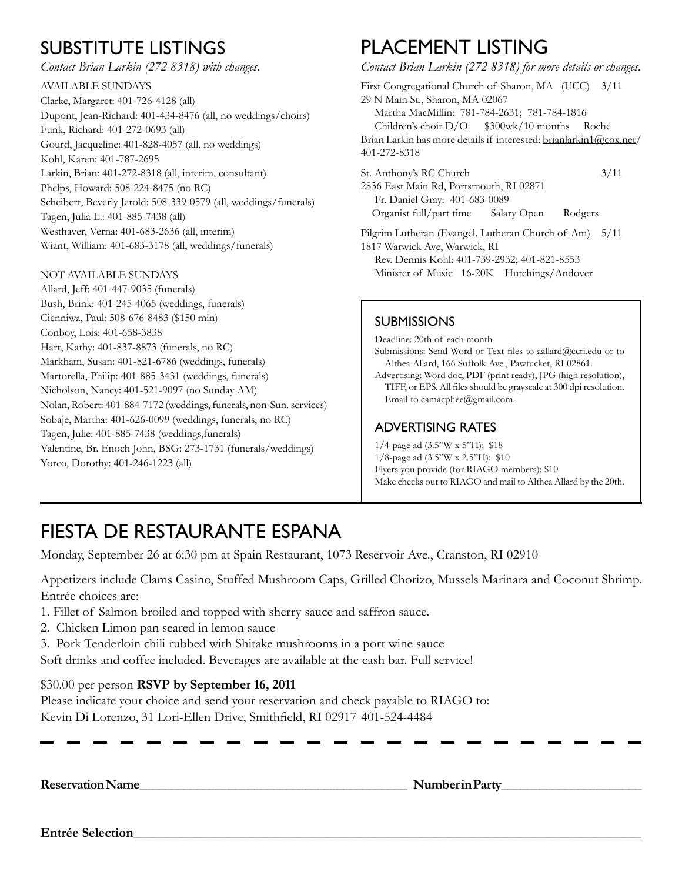## SUBSTITUTE LISTINGS

*Contact Brian Larkin (272-8318) with changes.*

AVAILABLE SUNDAYS

Clarke, Margaret: 401-726-4128 (all)
Dupont, Jean-Richard: 401-434-8476 (all, no weddings/choirs)
Funk, Richard: 401-272-0693 (all)
Gourd, Jacqueline: 401-828-4057 (all, no weddings)
Kohl, Karen: 401-787-2695
Larkin, Brian: 401-272-8318 (all, interim, consultant)
Phelps, Howard: 508-224-8475 (no RC)
Scheibert, Beverly Jerold: 508-339-0579 (all, weddings/funerals)
Tagen, Julia L.: 401-885-7438 (all)
Westhaver, Verna: 401-683-2636 (all, interim)
Wiant, William: 401-683-3178 (all, weddings/funerals)

NOT AVAILABLE SUNDAYS

Allard, Jeff: 401-447-9035 (funerals)
Bush, Brink: 401-245-4065 (weddings, funerals)
Cienniwa, Paul: 508-676-8483 ($150 min)
Conboy, Lois: 401-658-3838
Hart, Kathy: 401-837-8873 (funerals, no RC)
Markham, Susan: 401-821-6786 (weddings, funerals)
Martorella, Philip: 401-885-3431 (weddings, funerals)
Nicholson, Nancy: 401-521-9097 (no Sunday AM)
Nolan, Robert: 401-884-7172 (weddings, funerals, non-Sun. services)
Sobaje, Martha: 401-626-0099 (weddings, funerals, no RC)
Tagen, Julie: 401-885-7438 (weddings,funerals)
Valentine, Br. Enoch John, BSG: 273-1731 (funerals/weddings)
Yoreo, Dorothy: 401-246-1223 (all)

## PLACEMENT LISTING

*Contact Brian Larkin (272-8318) for more details or changes.*

First Congregational Church of Sharon, MA (UCC) 3/11
29 N Main St., Sharon, MA 02067
Martha MacMillin: 781-784-2631; 781-784-1816
Children's choir D/O $300wk/10 months Roche
Brian Larkin has more details if interested: brianlarkin1@cox.net/ 401-272-8318

St. Anthony's RC Church 3/11
2836 East Main Rd, Portsmouth, RI 02871
Fr. Daniel Gray: 401-683-0089
Organist full/part time Salary Open Rodgers

Pilgrim Lutheran (Evangel. Lutheran Church of Am) 5/11
1817 Warwick Ave, Warwick, RI
Rev. Dennis Kohl: 401-739-2932; 401-821-8553
Minister of Music 16-20K Hutchings/Andover

### SUBMISSIONS

Deadline: 20th of each month
Submissions: Send Word or Text files to aallard@ccri.edu or to Althea Allard, 166 Suffolk Ave., Pawtucket, RI 02861.
Advertising: Word doc, PDF (print ready), JPG (high resolution), TIFF, or EPS. All files should be grayscale at 300 dpi resolution. Email to camacphee@gmail.com.

### ADVERTISING RATES

1/4-page ad (3.5"W x 5"H): $18
1/8-page ad (3.5"W x 2.5"H): $10
Flyers you provide (for RIAGO members): $10
Make checks out to RIAGO and mail to Althea Allard by the 20th.

## FIESTA DE RESTAURANTE ESPANA

Monday, September 26 at 6:30 pm at Spain Restaurant, 1073 Reservoir Ave., Cranston, RI 02910

Appetizers include Clams Casino, Stuffed Mushroom Caps, Grilled Chorizo, Mussels Marinara and Coconut Shrimp. Entrée choices are:

1. Fillet of Salmon broiled and topped with sherry sauce and saffron sauce.
2. Chicken Limon pan seared in lemon sauce
3. Pork Tenderloin chili rubbed with Shitake mushrooms in a port wine sauce

Soft drinks and coffee included. Beverages are available at the cash bar. Full service!

$30.00 per person **RSVP by September 16, 2011**
Please indicate your choice and send your reservation and check payable to RIAGO to:
Kevin Di Lorenzo, 31 Lori-Ellen Drive, Smithfield, RI 02917 401-524-4484

**Reservation Name**\_\_\_\_\_\_\_\_\_\_\_\_\_\_\_\_\_\_\_\_\_\_\_\_\_\_\_\_\_\_\_\_\_\_\_\_\_\_ **Number in Party**\_\_\_\_\_\_\_\_\_\_\_\_\_\_\_\_\_\_\_\_

**Entrée Selection**\_\_\_\_\_\_\_\_\_\_\_\_\_\_\_\_\_\_\_\_\_\_\_\_\_\_\_\_\_\_\_\_\_\_\_\_\_\_\_\_\_\_\_\_\_\_\_\_\_\_\_\_\_\_\_\_\_\_\_\_\_\_\_\_\_\_\_\_\_\_\_\_